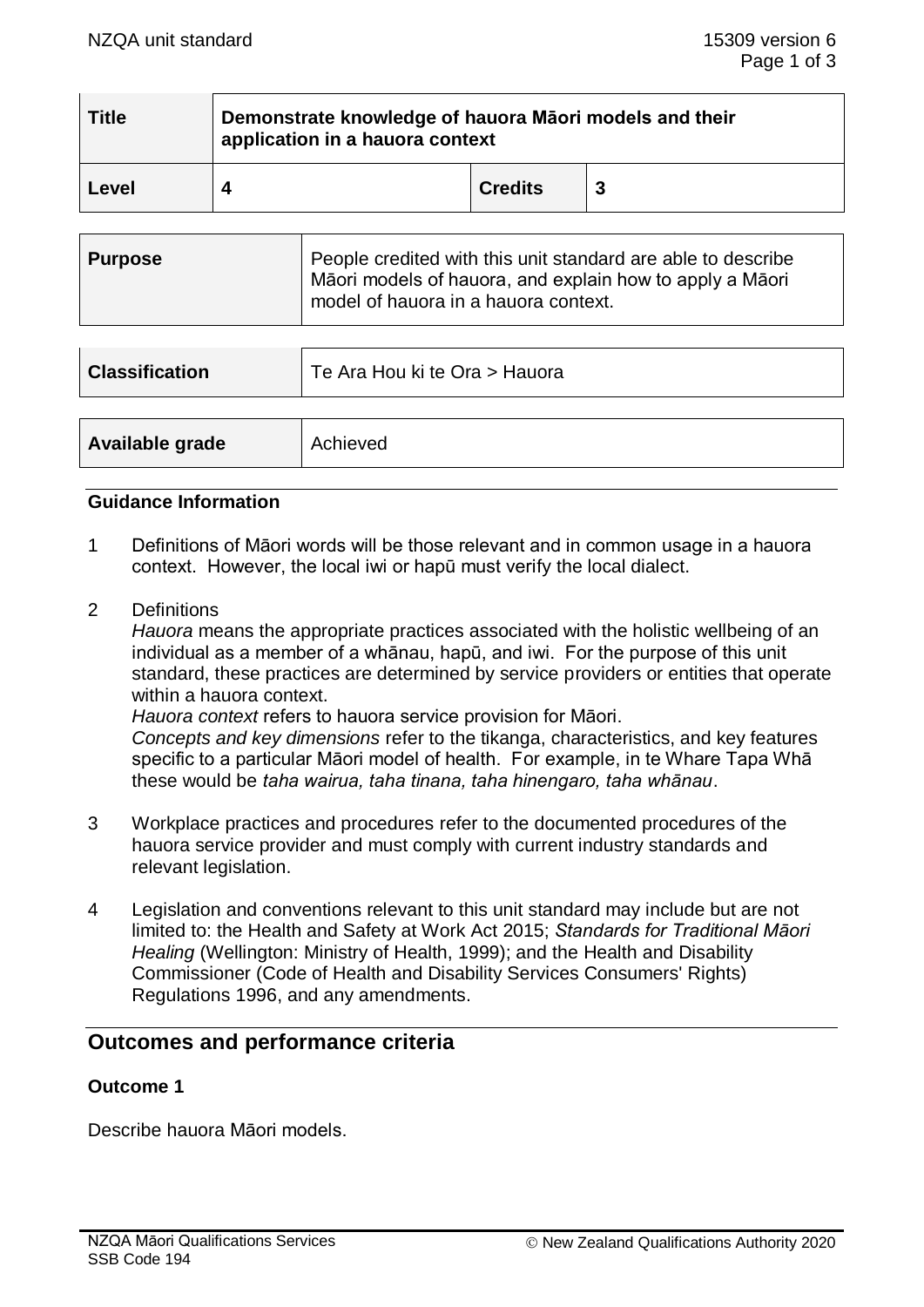| Title | Demonstrate knowledge of hauora Māori models and their application in a hauora context | | |
|---|---|---|---|
| Level | 4 | Credits | 3 |

| Purpose | People credited with this unit standard are able to describe Māori models of hauora, and explain how to apply a Māori model of hauora in a hauora context. |
|---|---|

| Classification | Te Ara Hou ki te Ora > Hauora |
|---|---|

| Available grade | Achieved |
|---|---|

### Guidance Information

1 Definitions of Māori words will be those relevant and in common usage in a hauora context. However, the local iwi or hapū must verify the local dialect.

2 Definitions
*Hauora* means the appropriate practices associated with the holistic wellbeing of an individual as a member of a whānau, hapū, and iwi. For the purpose of this unit standard, these practices are determined by service providers or entities that operate within a hauora context.
*Hauora context* refers to hauora service provision for Māori.
*Concepts and key dimensions* refer to the tikanga, characteristics, and key features specific to a particular Māori model of health. For example, in te Whare Tapa Whā these would be *taha wairua, taha tinana, taha hinengaro, taha whānau*.

3 Workplace practices and procedures refer to the documented procedures of the hauora service provider and must comply with current industry standards and relevant legislation.

4 Legislation and conventions relevant to this unit standard may include but are not limited to: the Health and Safety at Work Act 2015; *Standards for Traditional Māori Healing* (Wellington: Ministry of Health, 1999); and the Health and Disability Commissioner (Code of Health and Disability Services Consumers' Rights) Regulations 1996, and any amendments.

## Outcomes and performance criteria

### Outcome 1

Describe hauora Māori models.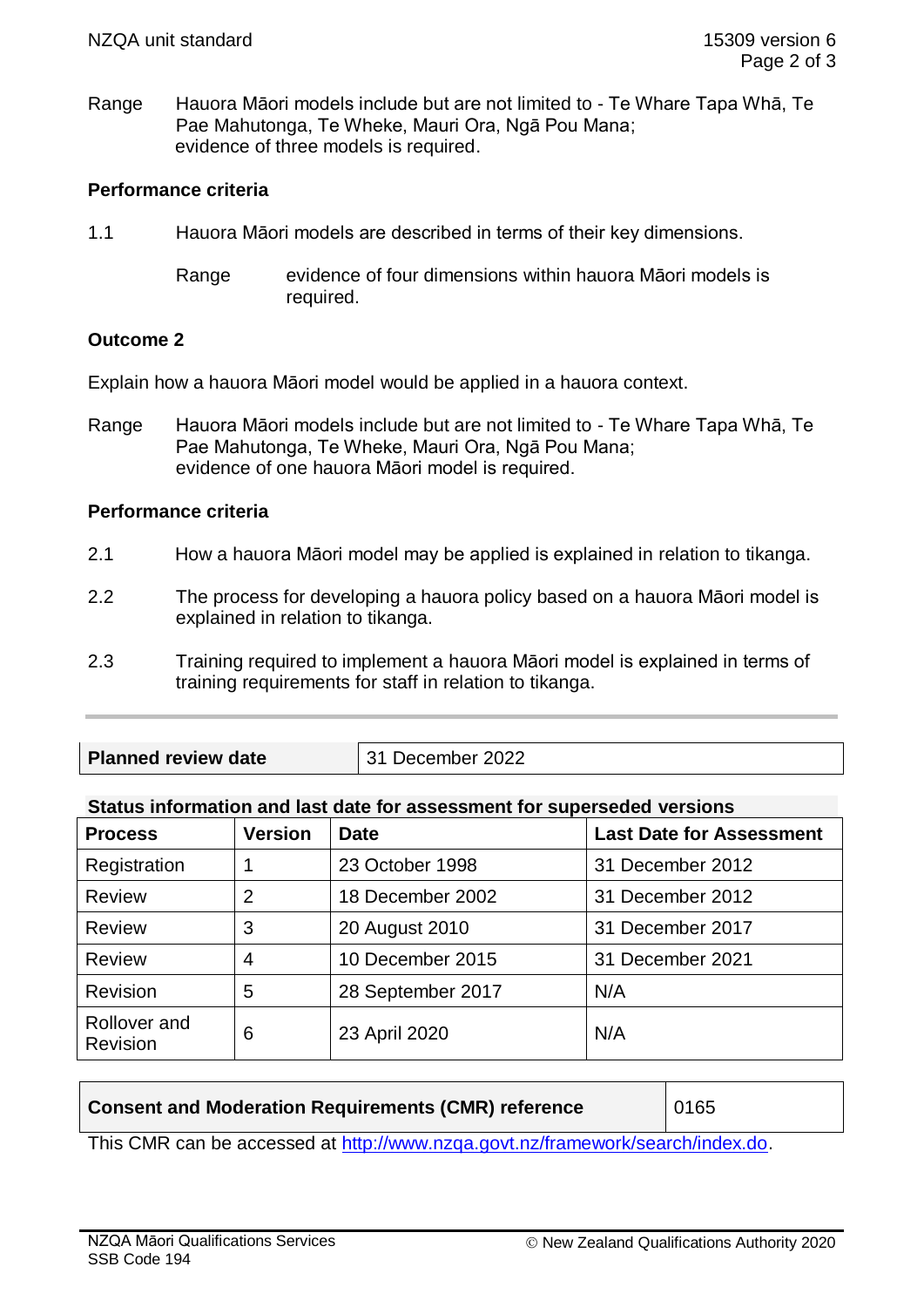Range Hauora Māori models include but are not limited to - Te Whare Tapa Whā, Te Pae Mahutonga, Te Wheke, Mauri Ora, Ngā Pou Mana;
evidence of three models is required.

**Performance criteria**

1.1 Hauora Māori models are described in terms of their key dimensions.

Range evidence of four dimensions within hauora Māori models is required.

**Outcome 2**

Explain how a hauora Māori model would be applied in a hauora context.

Range Hauora Māori models include but are not limited to - Te Whare Tapa Whā, Te Pae Mahutonga, Te Wheke, Mauri Ora, Ngā Pou Mana;
evidence of one hauora Māori model is required.

**Performance criteria**

2.1 How a hauora Māori model may be applied is explained in relation to tikanga.

2.2 The process for developing a hauora policy based on a hauora Māori model is explained in relation to tikanga.

2.3 Training required to implement a hauora Māori model is explained in terms of training requirements for staff in relation to tikanga.

| **Planned review date** | 31 December 2022 |
|---|---|

**Status information and last date for assessment for superseded versions**

| Process | Version | Date | Last Date for Assessment |
|---|---|---|---|
| Registration | 1 | 23 October 1998 | 31 December 2012 |
| Review | 2 | 18 December 2002 | 31 December 2012 |
| Review | 3 | 20 August 2010 | 31 December 2017 |
| Review | 4 | 10 December 2015 | 31 December 2021 |
| Revision | 5 | 28 September 2017 | N/A |
| Rollover and Revision | 6 | 23 April 2020 | N/A |

| **Consent and Moderation Requirements (CMR) reference** | 0165 |
|---|---|

This CMR can be accessed at http://www.nzqa.govt.nz/framework/search/index.do.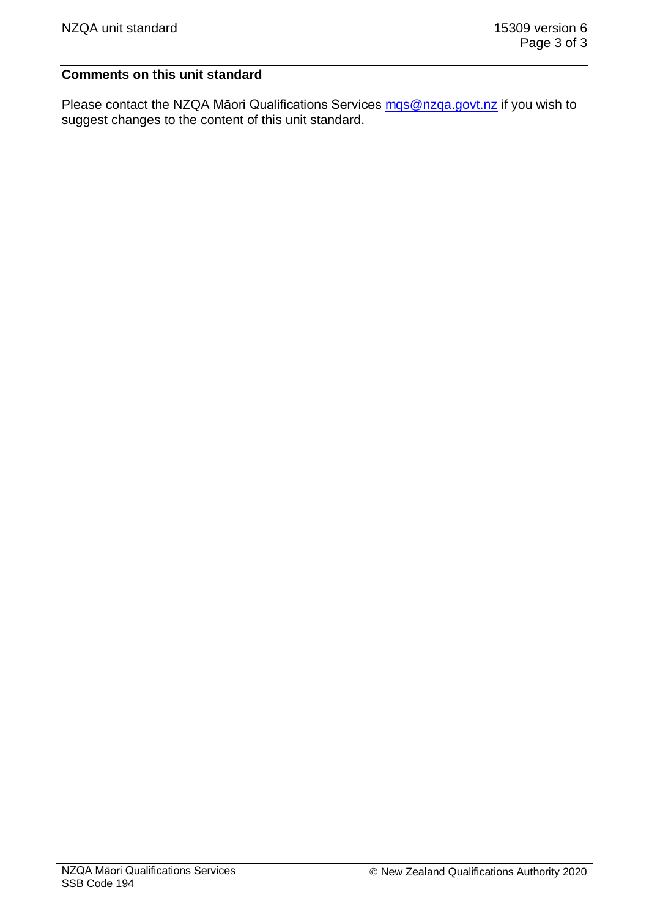**Comments on this unit standard**

Please contact the NZQA Māori Qualifications Services mqs@nzqa.govt.nz if you wish to suggest changes to the content of this unit standard.